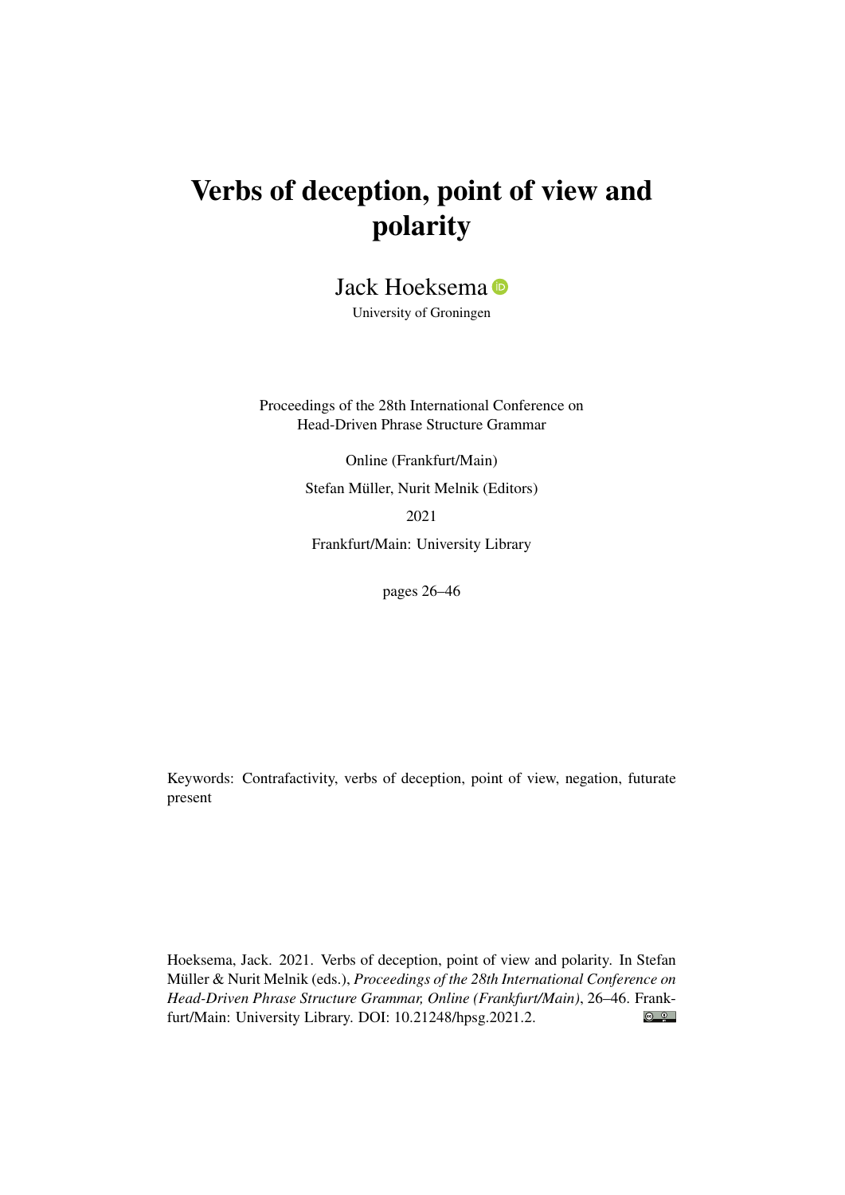# Verbs of deception, point of view and polarity

Jack Hoeksema

University of Groningen

Proceedings of the 28th International Conference on Head-Driven Phrase Structure Grammar

Online (Frankfurt/Main)

Stefan Müller, Nurit Melnik (Editors)

2021

Frankfurt/Main: University Library

pages 26–46

Keywords: Contrafactivity, verbs of deception, point of view, negation, futurate present

Hoeksema, Jack. 2021. Verbs of deception, point of view and polarity. In Stefan Müller & Nurit Melnik (eds.), *Proceedings of the 28th International Conference on Head-Driven Phrase Structure Grammar, Online (Frankfurt/Main)*, 26–46. Frankfurt/Main: University Library. DOI: 10.21248/hpsg.2021.2.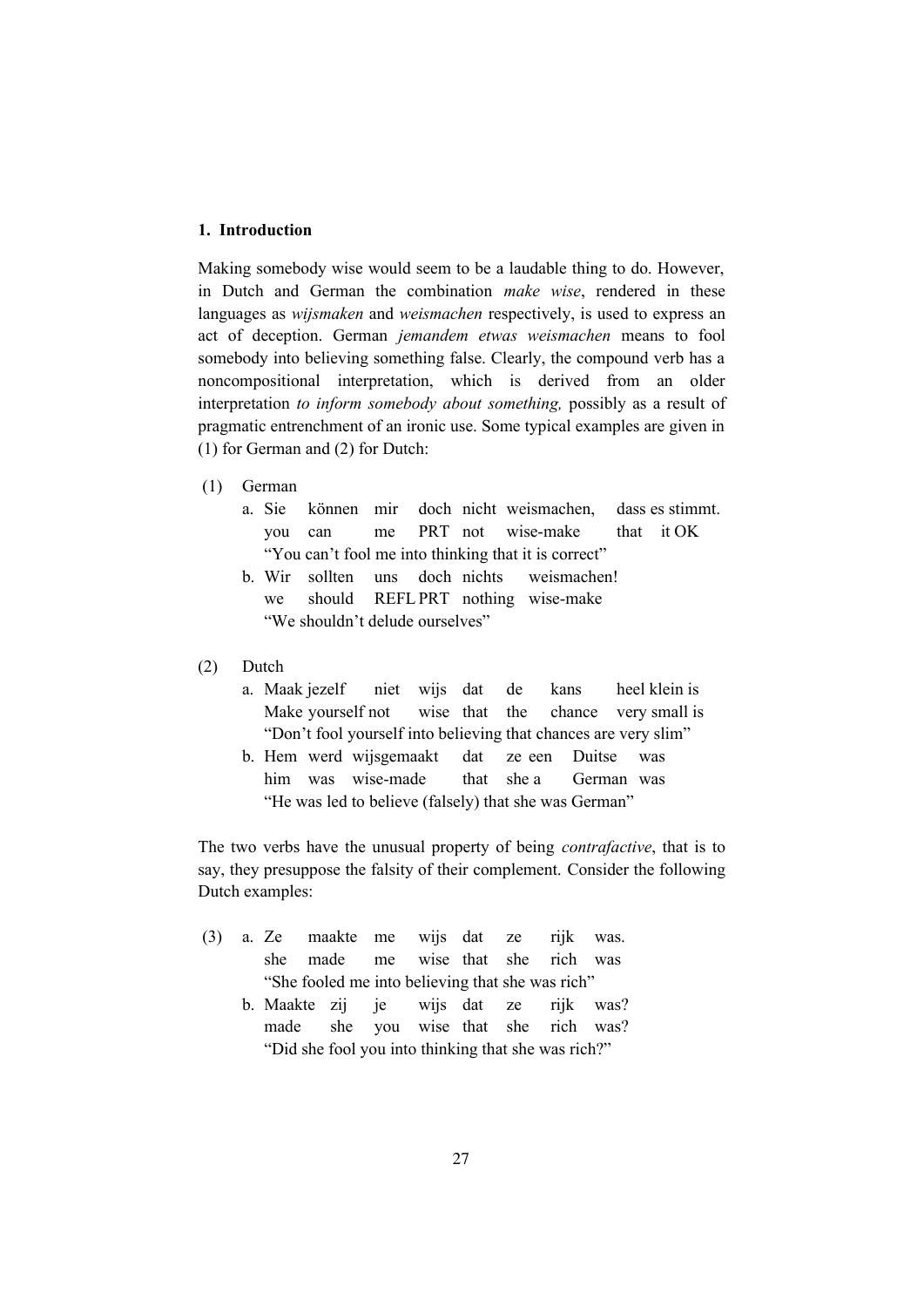## 1. Introduction

Making somebody wise would seem to be a laudable thing to do. However, in Dutch and German the combination *make wise*, rendered in these languages as *wijsmaken* and *weismachen* respectively, is used to express an act of deception. German *jemandem etwas weismachen* means to fool somebody into believing something false. Clearly, the compound verb has a noncompositional interpretation, which is derived from an older interpretation *to inform somebody about something,* possibly as a result of pragmatic entrenchment of an ironic use. Some typical examples are given in (1) for German and (2) for Dutch:

(1) German

a. Sie können mir doch nicht weismachen, dass es stimmt.
   you can me PRT not wise-make that it OK
   "You can't fool me into thinking that it is correct"

b. Wir sollten uns doch nichts weismachen!
   we should REFL PRT nothing wise-make
   "We shouldn't delude ourselves"

(2) Dutch

a. Maak jezelf niet wijs dat de kans heel klein is
   Make yourself not wise that the chance very small is
   "Don't fool yourself into believing that chances are very slim"

b. Hem werd wijsgemaakt dat ze een Duitse was
   him was wise-made that she a German was
   "He was led to believe (falsely) that she was German"

The two verbs have the unusual property of being *contrafactive*, that is to say, they presuppose the falsity of their complement. Consider the following Dutch examples:

(3) a. Ze maakte me wijs dat ze rijk was.
   she made me wise that she rich was
   "She fooled me into believing that she was rich"

b. Maakte zij je wijs dat ze rijk was?
   made she you wise that she rich was?
   "Did she fool you into thinking that she was rich?"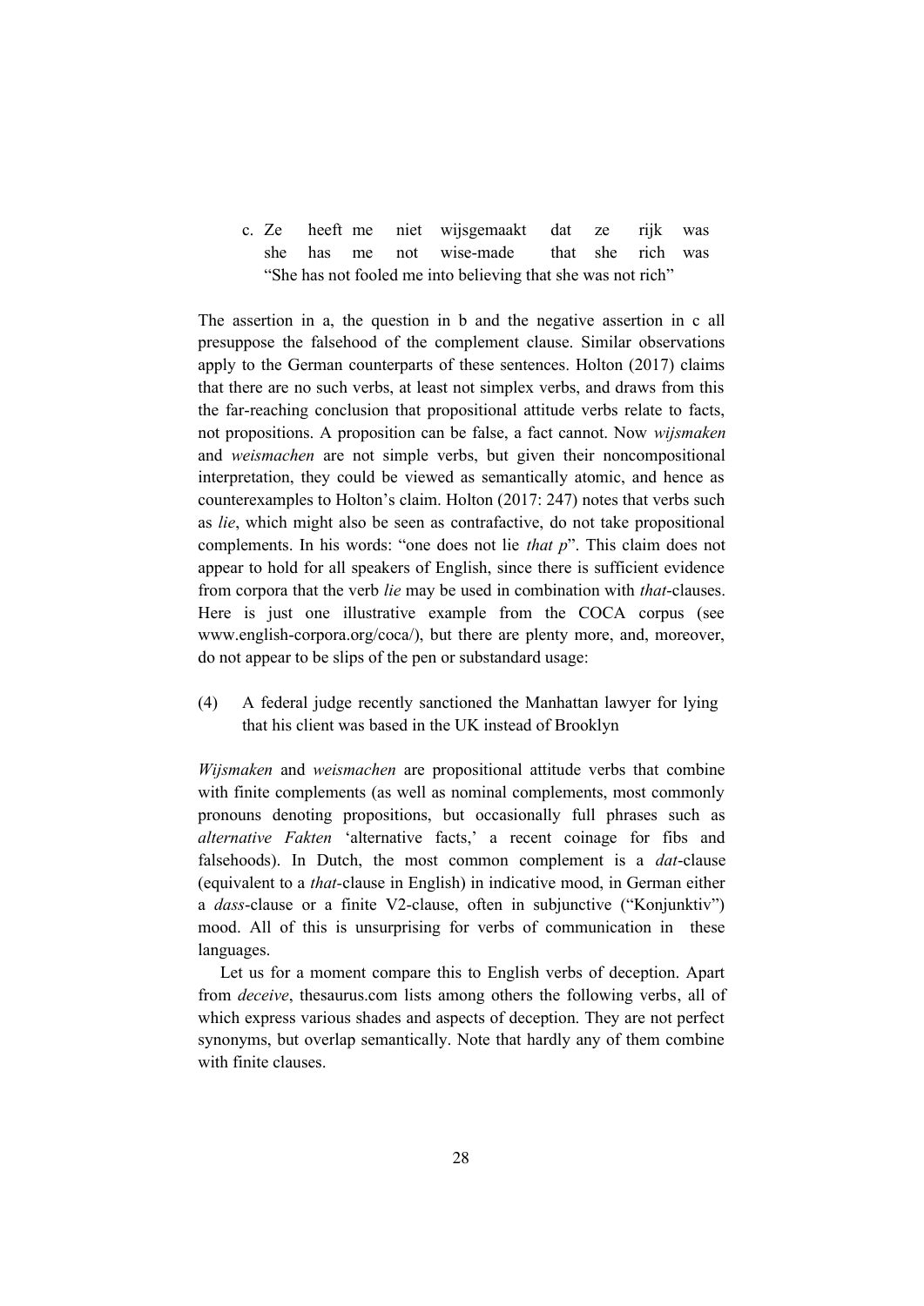c. Ze heeft me niet wijsgemaakt dat ze rijk was
   she has me not wise-made that she rich was
   "She has not fooled me into believing that she was not rich"

The assertion in a, the question in b and the negative assertion in c all presuppose the falsehood of the complement clause. Similar observations apply to the German counterparts of these sentences. Holton (2017) claims that there are no such verbs, at least not simplex verbs, and draws from this the far-reaching conclusion that propositional attitude verbs relate to facts, not propositions. A proposition can be false, a fact cannot. Now *wijsmaken* and *weismachen* are not simple verbs, but given their noncompositional interpretation, they could be viewed as semantically atomic, and hence as counterexamples to Holton's claim. Holton (2017: 247) notes that verbs such as *lie*, which might also be seen as contrafactive, do not take propositional complements. In his words: "one does not lie *that p*". This claim does not appear to hold for all speakers of English, since there is sufficient evidence from corpora that the verb *lie* may be used in combination with *that*-clauses. Here is just one illustrative example from the COCA corpus (see www.english-corpora.org/coca/), but there are plenty more, and, moreover, do not appear to be slips of the pen or substandard usage:

(4) A federal judge recently sanctioned the Manhattan lawyer for lying that his client was based in the UK instead of Brooklyn

*Wijsmaken* and *weismachen* are propositional attitude verbs that combine with finite complements (as well as nominal complements, most commonly pronouns denoting propositions, but occasionally full phrases such as *alternative Fakten* 'alternative facts,' a recent coinage for fibs and falsehoods). In Dutch, the most common complement is a *dat*-clause (equivalent to a *that*-clause in English) in indicative mood, in German either a *dass*-clause or a finite V2-clause, often in subjunctive ("Konjunktiv") mood. All of this is unsurprising for verbs of communication in these languages.

Let us for a moment compare this to English verbs of deception. Apart from *deceive*, thesaurus.com lists among others the following verbs, all of which express various shades and aspects of deception. They are not perfect synonyms, but overlap semantically. Note that hardly any of them combine with finite clauses.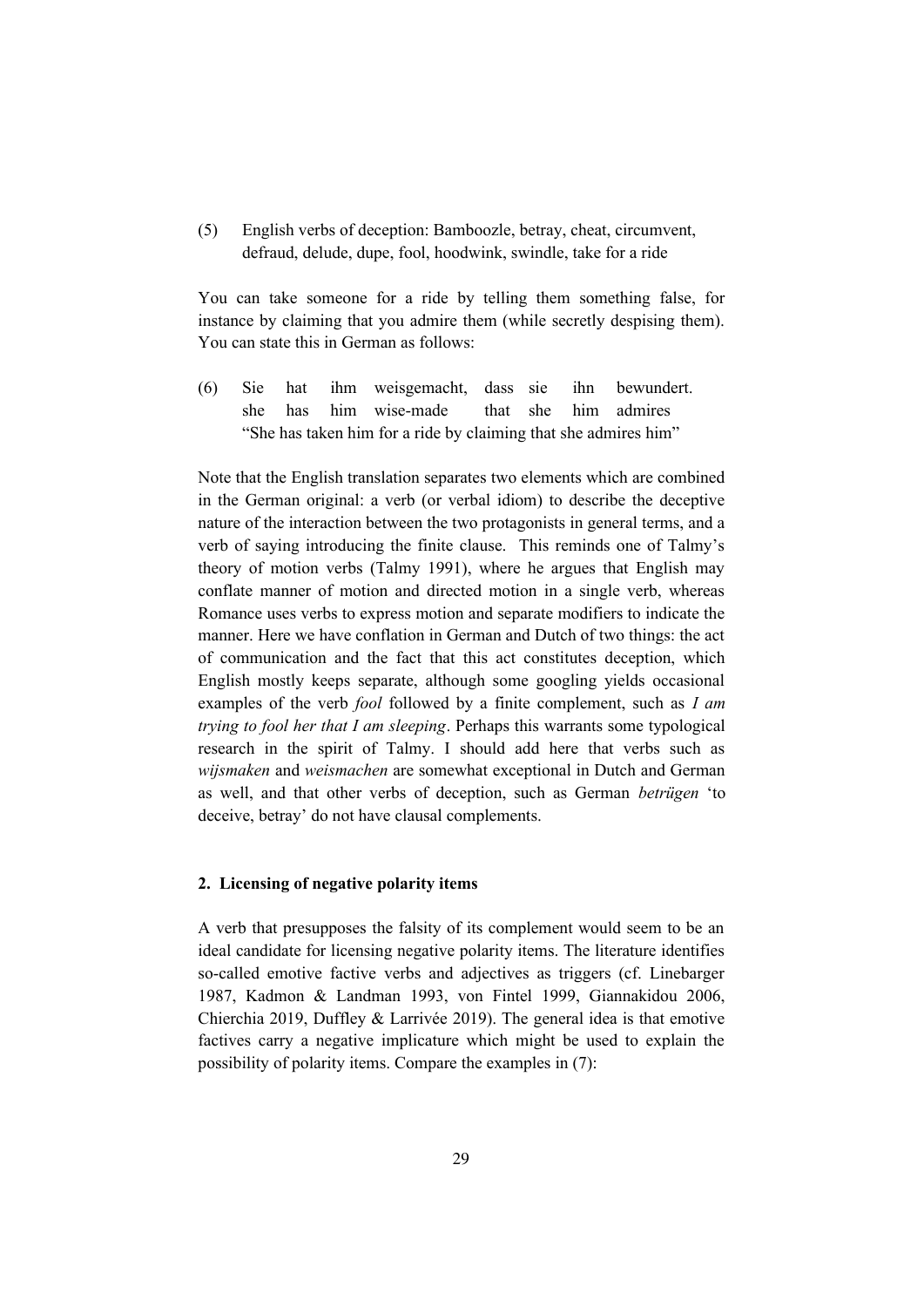(5) English verbs of deception: Bamboozle, betray, cheat, circumvent, defraud, delude, dupe, fool, hoodwink, swindle, take for a ride

You can take someone for a ride by telling them something false, for instance by claiming that you admire them (while secretly despising them). You can state this in German as follows:

(6) Sie hat ihm weisgemacht, dass sie ihn bewundert.
she has him wise-made that she him admires
"She has taken him for a ride by claiming that she admires him"

Note that the English translation separates two elements which are combined in the German original: a verb (or verbal idiom) to describe the deceptive nature of the interaction between the two protagonists in general terms, and a verb of saying introducing the finite clause. This reminds one of Talmy's theory of motion verbs (Talmy 1991), where he argues that English may conflate manner of motion and directed motion in a single verb, whereas Romance uses verbs to express motion and separate modifiers to indicate the manner. Here we have conflation in German and Dutch of two things: the act of communication and the fact that this act constitutes deception, which English mostly keeps separate, although some googling yields occasional examples of the verb *fool* followed by a finite complement, such as *I am trying to fool her that I am sleeping*. Perhaps this warrants some typological research in the spirit of Talmy. I should add here that verbs such as *wijsmaken* and *weismachen* are somewhat exceptional in Dutch and German as well, and that other verbs of deception, such as German *betrügen* 'to deceive, betray' do not have clausal complements.

## 2. Licensing of negative polarity items

A verb that presupposes the falsity of its complement would seem to be an ideal candidate for licensing negative polarity items. The literature identifies so-called emotive factive verbs and adjectives as triggers (cf. Linebarger 1987, Kadmon & Landman 1993, von Fintel 1999, Giannakidou 2006, Chierchia 2019, Duffley & Larrivée 2019). The general idea is that emotive factives carry a negative implicature which might be used to explain the possibility of polarity items. Compare the examples in (7):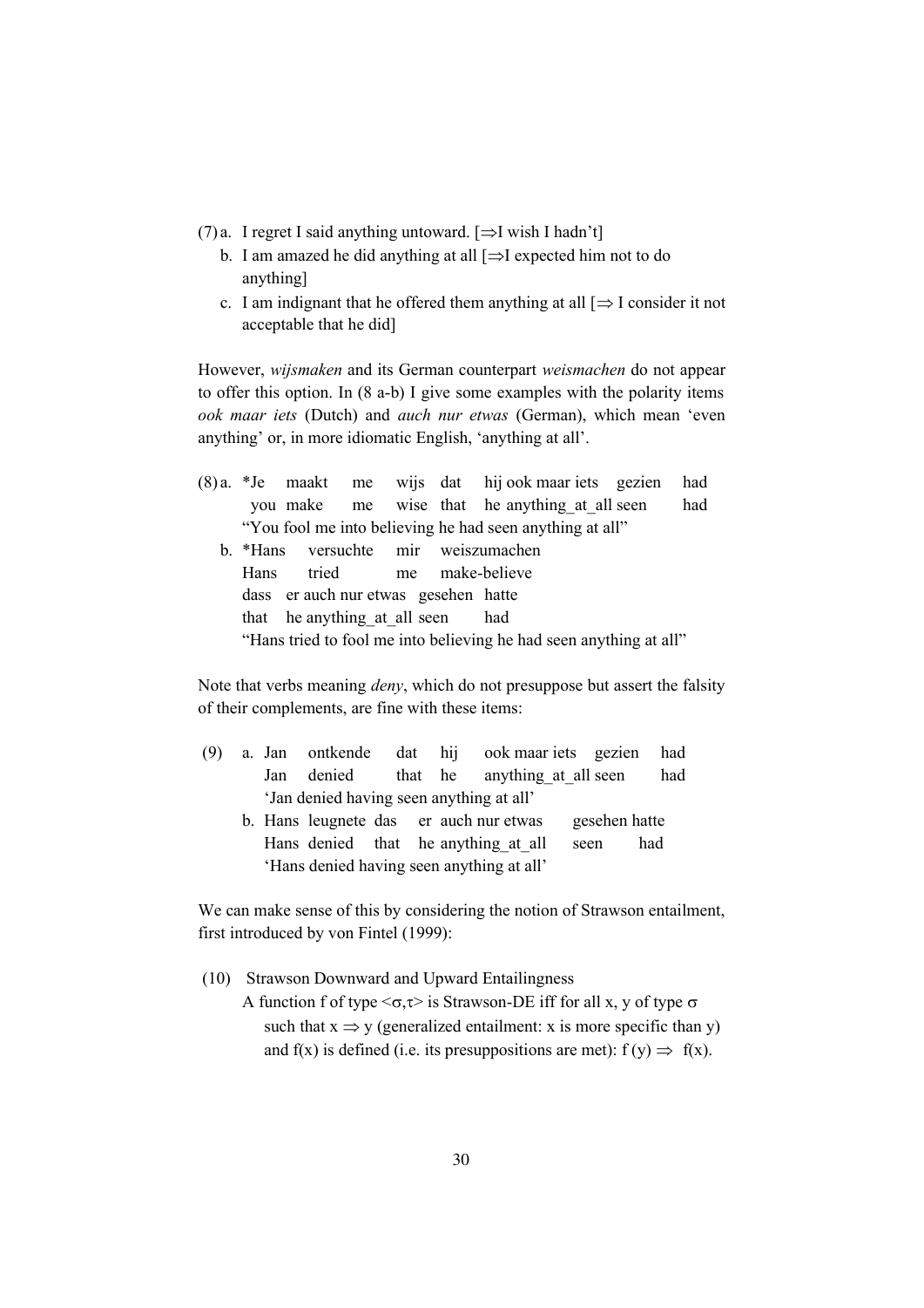(7) a. I regret I said anything untoward. [⇒I wish I hadn't]

b. I am amazed he did anything at all [⇒I expected him not to do anything]

c. I am indignant that he offered them anything at all [⇒ I consider it not acceptable that he did]

However, *wijsmaken* and its German counterpart *weismachen* do not appear to offer this option. In (8 a-b) I give some examples with the polarity items *ook maar iets* (Dutch) and *auch nur etwas* (German), which mean 'even anything' or, in more idiomatic English, 'anything at all'.

(8) a. *Je maakt me wijs dat hij ook maar iets gezien had
   you make me wise that he anything_at_all seen had
   "You fool me into believing he had seen anything at all"

b. *Hans versuchte mir weiszumachen
   Hans tried me make-believe
   dass er auch nur etwas gesehen hatte
   that he anything_at_all seen had
   "Hans tried to fool me into believing he had seen anything at all"

Note that verbs meaning *deny*, which do not presuppose but assert the falsity of their complements, are fine with these items:

(9) a. Jan ontkende dat hij ook maar iets gezien had
   Jan denied that he anything_at_all seen had
   'Jan denied having seen anything at all'

b. Hans leugnete das er auch nur etwas gesehen hatte
   Hans denied that he anything_at_all seen had
   'Hans denied having seen anything at all'

We can make sense of this by considering the notion of Strawson entailment, first introduced by von Fintel (1999):

(10) Strawson Downward and Upward Entailingness
A function f of type $<\sigma,\tau>$ is Strawson-DE iff for all x, y of type $\sigma$ such that $x \Rightarrow y$ (generalized entailment: x is more specific than y) and f(x) is defined (i.e. its presuppositions are met): $f(y) \Rightarrow f(x)$.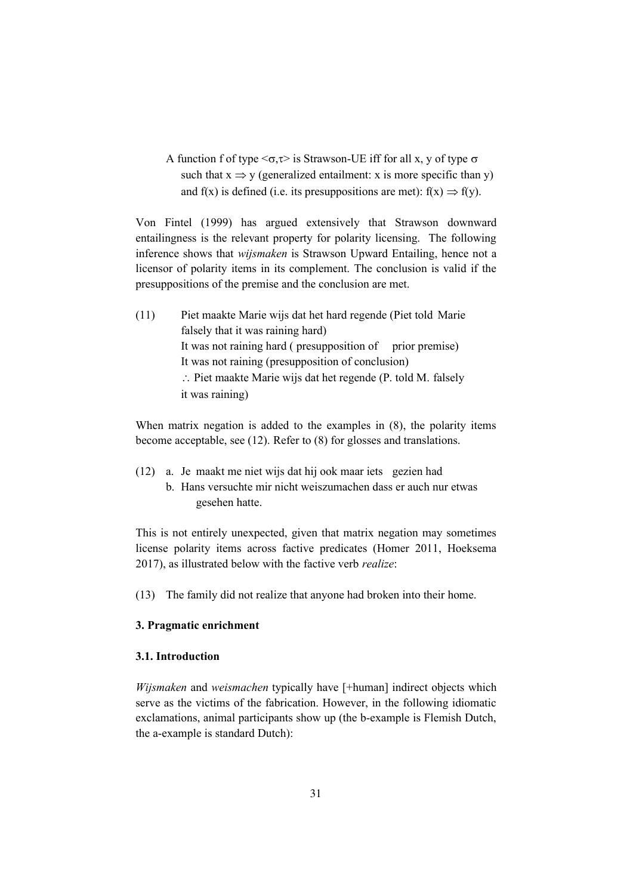A function f of type $<\sigma,\tau>$ is Strawson-UE iff for all x, y of type $\sigma$ such that $x \Rightarrow y$ (generalized entailment: x is more specific than y) and f(x) is defined (i.e. its presuppositions are met): $f(x) \Rightarrow f(y)$.

Von Fintel (1999) has argued extensively that Strawson downward entailingness is the relevant property for polarity licensing. The following inference shows that *wijsmaken* is Strawson Upward Entailing, hence not a licensor of polarity items in its complement. The conclusion is valid if the presuppositions of the premise and the conclusion are met.

(11) Piet maakte Marie wijs dat het hard regende (Piet told Marie falsely that it was raining hard)
It was not raining hard ( presupposition of prior premise)
It was not raining (presupposition of conclusion)
∴ Piet maakte Marie wijs dat het regende (P. told M. falsely it was raining)

When matrix negation is added to the examples in (8), the polarity items become acceptable, see (12). Refer to (8) for glosses and translations.

(12) a. Je maakt me niet wijs dat hij ook maar iets gezien had
b. Hans versuchte mir nicht weiszumachen dass er auch nur etwas gesehen hatte.

This is not entirely unexpected, given that matrix negation may sometimes license polarity items across factive predicates (Homer 2011, Hoeksema 2017), as illustrated below with the factive verb *realize*:

(13) The family did not realize that anyone had broken into their home.

### 3. Pragmatic enrichment

#### 3.1. Introduction

*Wijsmaken* and *weismachen* typically have [+human] indirect objects which serve as the victims of the fabrication. However, in the following idiomatic exclamations, animal participants show up (the b-example is Flemish Dutch, the a-example is standard Dutch):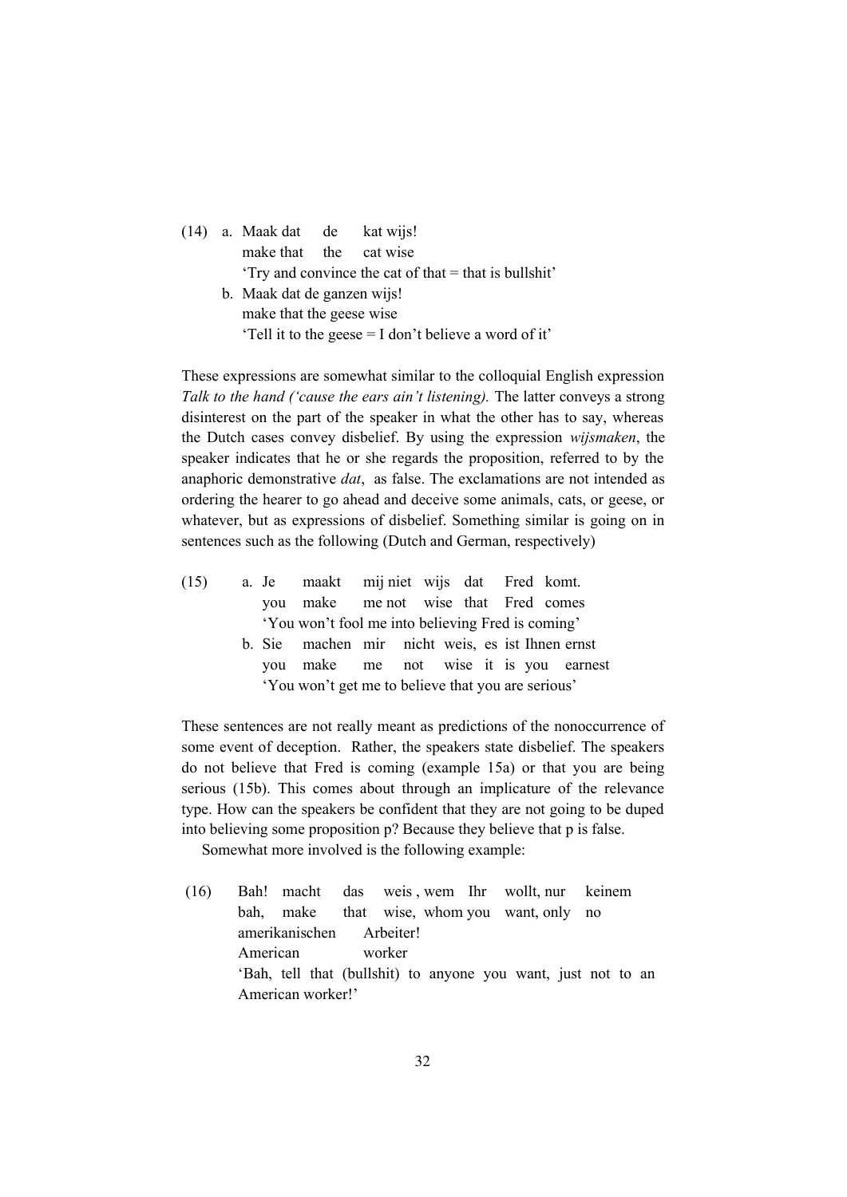(14) a. Maak dat de kat wijs!
   make that the cat wise
   'Try and convince the cat of that = that is bullshit'

  b. Maak dat de ganzen wijs!
   make that the geese wise
   'Tell it to the geese = I don't believe a word of it'

These expressions are somewhat similar to the colloquial English expression *Talk to the hand ('cause the ears ain't listening).* The latter conveys a strong disinterest on the part of the speaker in what the other has to say, whereas the Dutch cases convey disbelief. By using the expression *wijsmaken*, the speaker indicates that he or she regards the proposition, referred to by the anaphoric demonstrative *dat*, as false. The exclamations are not intended as ordering the hearer to go ahead and deceive some animals, cats, or geese, or whatever, but as expressions of disbelief. Something similar is going on in sentences such as the following (Dutch and German, respectively)

(15) a. Je maakt mij niet wijs dat Fred komt.
   you make me not wise that Fred comes
   'You won't fool me into believing Fred is coming'

  b. Sie machen mir nicht weis, es ist Ihnen ernst
   you make me not wise it is you earnest
   'You won't get me to believe that you are serious'

These sentences are not really meant as predictions of the nonoccurrence of some event of deception. Rather, the speakers state disbelief. The speakers do not believe that Fred is coming (example 15a) or that you are being serious (15b). This comes about through an implicature of the relevance type. How can the speakers be confident that they are not going to be duped into believing some proposition p? Because they believe that p is false.

Somewhat more involved is the following example:

(16) Bah! macht das weis , wem Ihr wollt, nur keinem amerikanischen Arbeiter!
   bah, make that wise, whom you want, only no American worker
   'Bah, tell that (bullshit) to anyone you want, just not to an American worker!'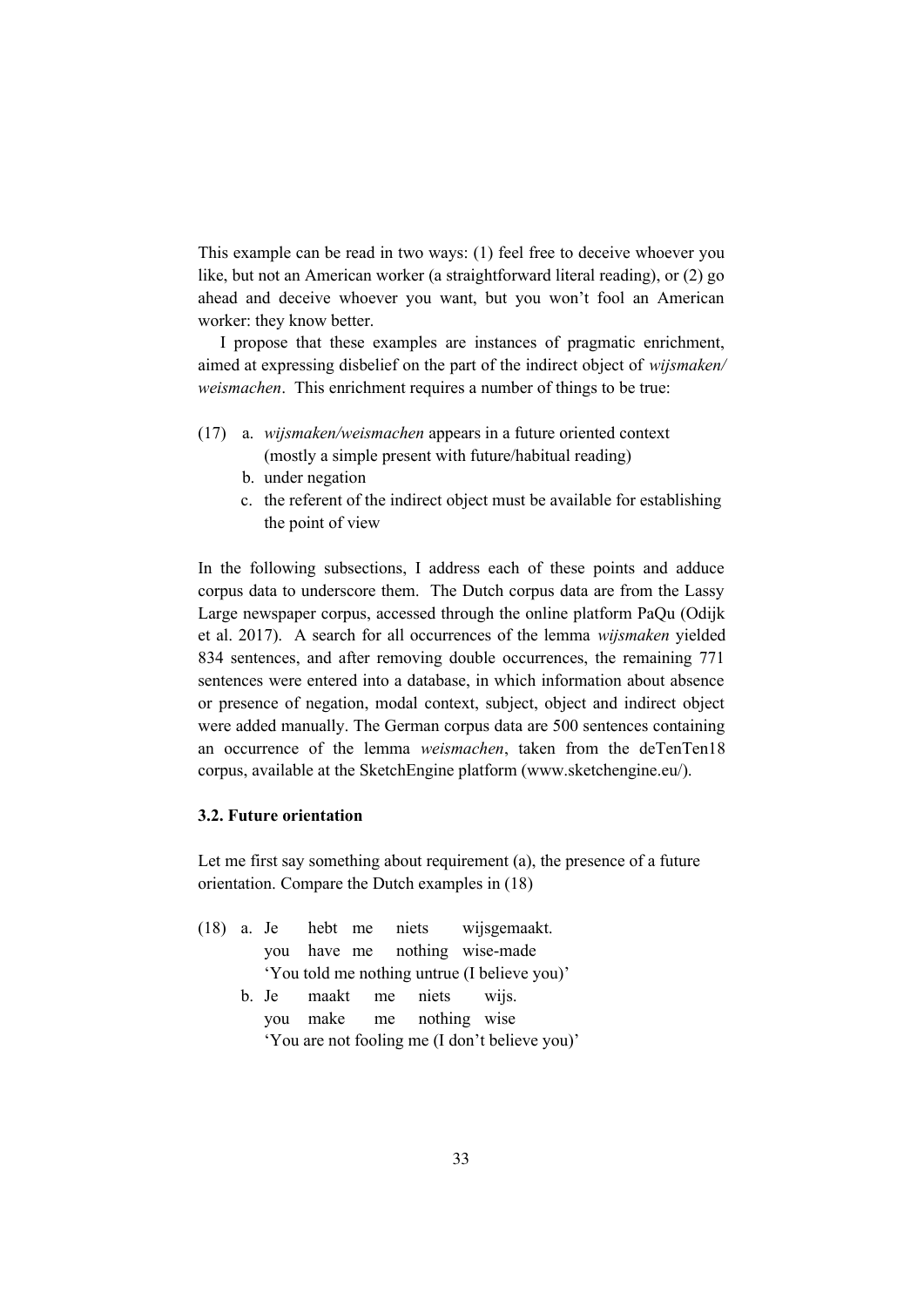This example can be read in two ways: (1) feel free to deceive whoever you like, but not an American worker (a straightforward literal reading), or (2) go ahead and deceive whoever you want, but you won't fool an American worker: they know better.

I propose that these examples are instances of pragmatic enrichment, aimed at expressing disbelief on the part of the indirect object of *wijsmaken/ weismachen*. This enrichment requires a number of things to be true:

(17) a. *wijsmaken/weismachen* appears in a future oriented context (mostly a simple present with future/habitual reading)
b. under negation
c. the referent of the indirect object must be available for establishing the point of view

In the following subsections, I address each of these points and adduce corpus data to underscore them. The Dutch corpus data are from the Lassy Large newspaper corpus, accessed through the online platform PaQu (Odijk et al. 2017). A search for all occurrences of the lemma *wijsmaken* yielded 834 sentences, and after removing double occurrences, the remaining 771 sentences were entered into a database, in which information about absence or presence of negation, modal context, subject, object and indirect object were added manually. The German corpus data are 500 sentences containing an occurrence of the lemma *weismachen*, taken from the deTenTen18 corpus, available at the SketchEngine platform (www.sketchengine.eu/).

### 3.2. Future orientation

Let me first say something about requirement (a), the presence of a future orientation. Compare the Dutch examples in (18)

(18) a. Je hebt me niets wijsgemaakt.
you have me nothing wise-made
'You told me nothing untrue (I believe you)'
b. Je maakt me niets wijs.
you make me nothing wise
'You are not fooling me (I don't believe you)'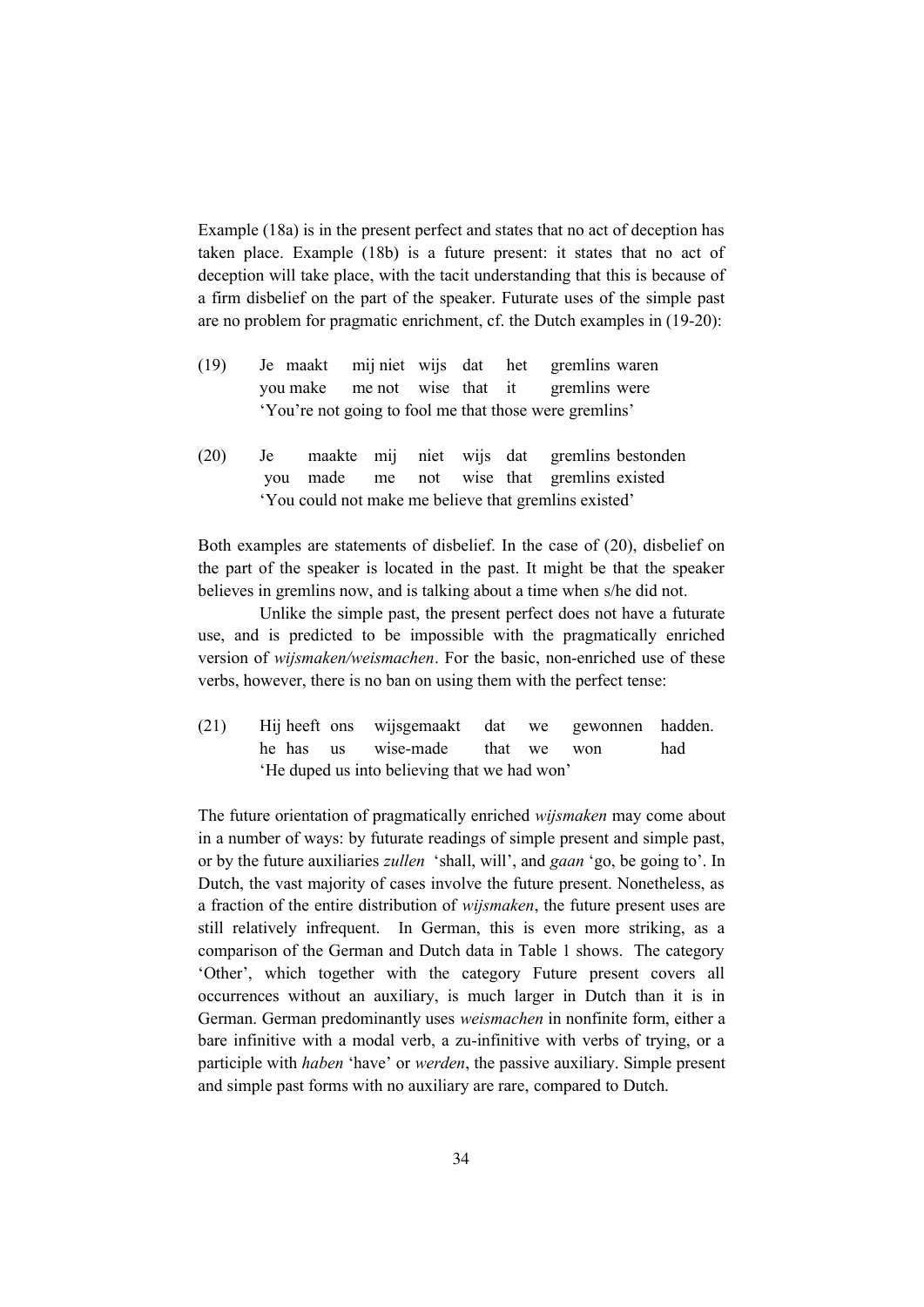Example (18a) is in the present perfect and states that no act of deception has taken place. Example (18b) is a future present: it states that no act of deception will take place, with the tacit understanding that this is because of a firm disbelief on the part of the speaker. Futurate uses of the simple past are no problem for pragmatic enrichment, cf. the Dutch examples in (19-20):

(19) Je maakt mij niet wijs dat het gremlins waren
you make me not wise that it gremlins were
'You're not going to fool me that those were gremlins'

(20) Je maakte mij niet wijs dat gremlins bestonden
you made me not wise that gremlins existed
'You could not make me believe that gremlins existed'

Both examples are statements of disbelief. In the case of (20), disbelief on the part of the speaker is located in the past. It might be that the speaker believes in gremlins now, and is talking about a time when s/he did not.

Unlike the simple past, the present perfect does not have a futurate use, and is predicted to be impossible with the pragmatically enriched version of *wijsmaken/weismachen*. For the basic, non-enriched use of these verbs, however, there is no ban on using them with the perfect tense:

(21) Hij heeft ons wijsgemaakt dat we gewonnen hadden.
he has us wise-made that we won had
'He duped us into believing that we had won'

The future orientation of pragmatically enriched *wijsmaken* may come about in a number of ways: by futurate readings of simple present and simple past, or by the future auxiliaries *zullen* 'shall, will', and *gaan* 'go, be going to'. In Dutch, the vast majority of cases involve the future present. Nonetheless, as a fraction of the entire distribution of *wijsmaken*, the future present uses are still relatively infrequent. In German, this is even more striking, as a comparison of the German and Dutch data in Table 1 shows. The category 'Other', which together with the category Future present covers all occurrences without an auxiliary, is much larger in Dutch than it is in German. German predominantly uses *weismachen* in nonfinite form, either a bare infinitive with a modal verb, a zu-infinitive with verbs of trying, or a participle with *haben* 'have' or *werden*, the passive auxiliary. Simple present and simple past forms with no auxiliary are rare, compared to Dutch.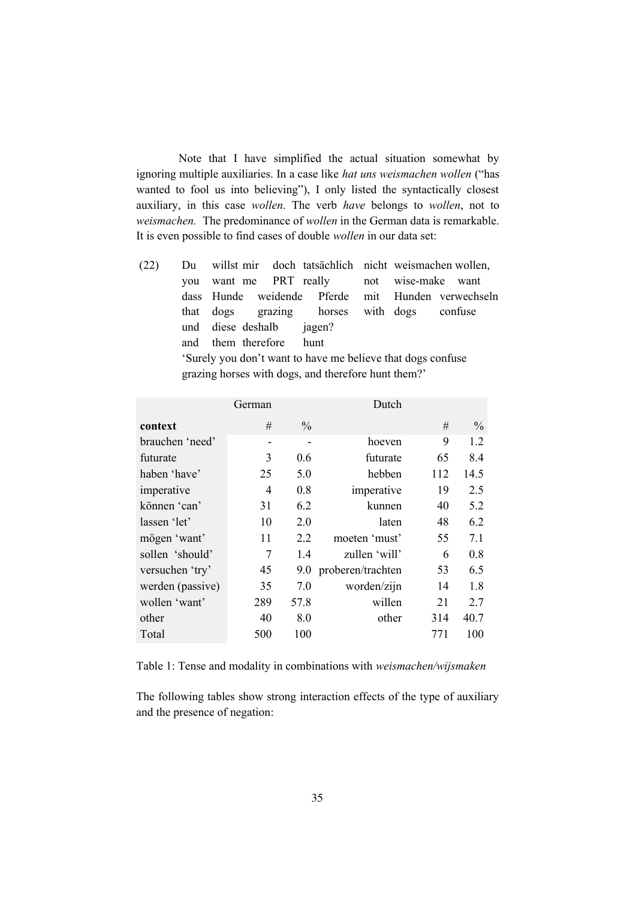Note that I have simplified the actual situation somewhat by ignoring multiple auxiliaries. In a case like *hat uns weismachen wollen* ("has wanted to fool us into believing"), I only listed the syntactically closest auxiliary, in this case *wollen*. The verb *have* belongs to *wollen*, not to *weismachen.* The predominance of *wollen* in the German data is remarkable. It is even possible to find cases of double *wollen* in our data set:

(22) Du willst mir doch tatsächlich nicht weismachen wollen,
you want me PRT really not wise-make want
dass Hunde weidende Pferde mit Hunden verwechseln
that dogs grazing horses with dogs confuse
und diese deshalb jagen?
and them therefore hunt
'Surely you don't want to have me believe that dogs confuse grazing horses with dogs, and therefore hunt them?'

| | German | | Dutch | | |
|---|---|---|---|---|---|
| **context** | # | % | | # | % |
| brauchen 'need' | - | - | hoeven | 9 | 1.2 |
| futurate | 3 | 0.6 | futurate | 65 | 8.4 |
| haben 'have' | 25 | 5.0 | hebben | 112 | 14.5 |
| imperative | 4 | 0.8 | imperative | 19 | 2.5 |
| können 'can' | 31 | 6.2 | kunnen | 40 | 5.2 |
| lassen 'let' | 10 | 2.0 | laten | 48 | 6.2 |
| mögen 'want' | 11 | 2.2 | moeten 'must' | 55 | 7.1 |
| sollen 'should' | 7 | 1.4 | zullen 'will' | 6 | 0.8 |
| versuchen 'try' | 45 | 9.0 | proberen/trachten | 53 | 6.5 |
| werden (passive) | 35 | 7.0 | worden/zijn | 14 | 1.8 |
| wollen 'want' | 289 | 57.8 | willen | 21 | 2.7 |
| other | 40 | 8.0 | other | 314 | 40.7 |
| Total | 500 | 100 | | 771 | 100 |

Table 1: Tense and modality in combinations with *weismachen/wijsmaken*

The following tables show strong interaction effects of the type of auxiliary and the presence of negation: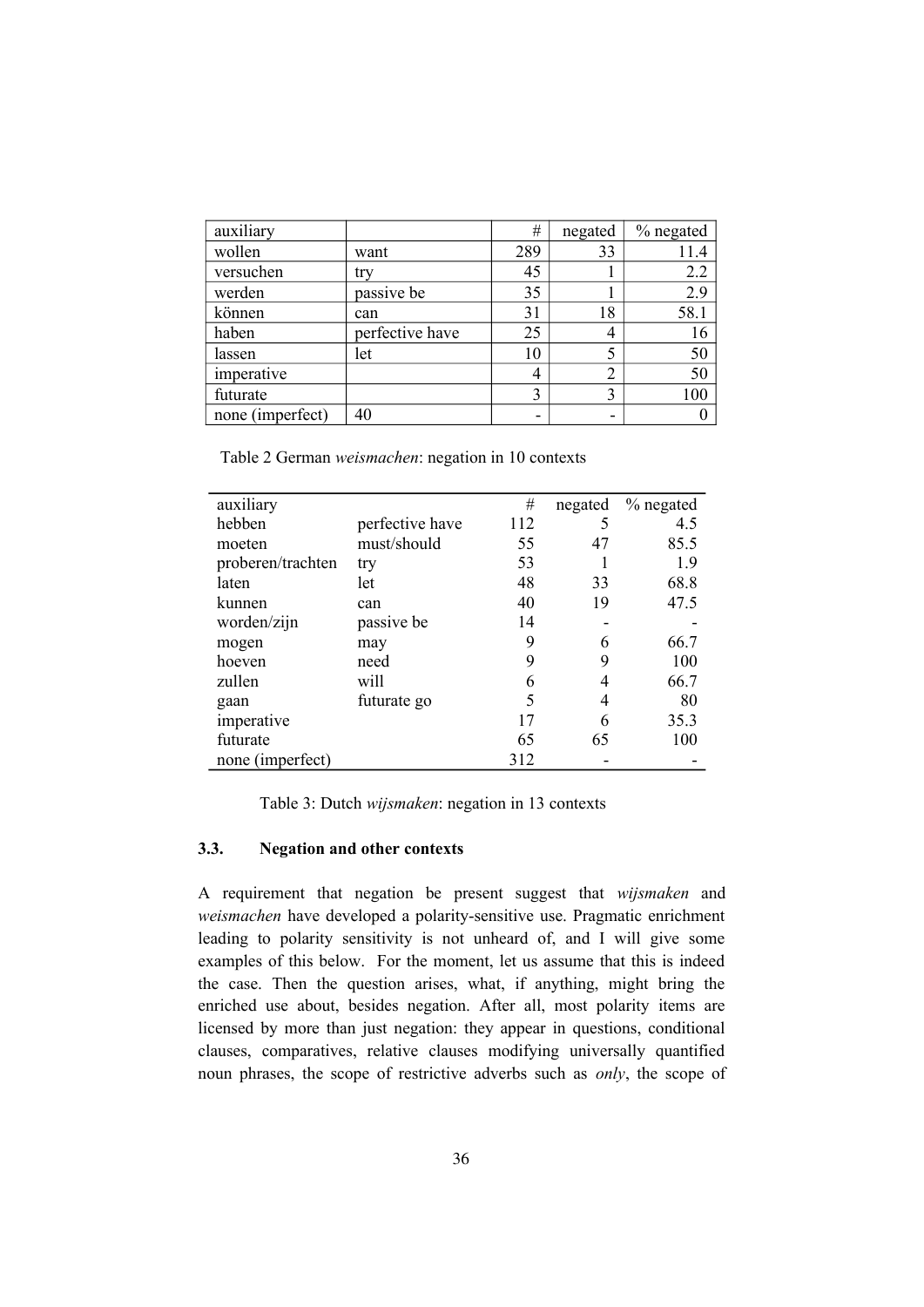| auxiliary | | # | negated | % negated |
|---|---|---|---|---|
| wollen | want | 289 | 33 | 11.4 |
| versuchen | try | 45 | 1 | 2.2 |
| werden | passive be | 35 | 1 | 2.9 |
| können | can | 31 | 18 | 58.1 |
| haben | perfective have | 25 | 4 | 16 |
| lassen | let | 10 | 5 | 50 |
| imperative | | 4 | 2 | 50 |
| futurate | | 3 | 3 | 100 |
| none (imperfect) | 40 | - | - | 0 |

Table 2 German *weismachen*: negation in 10 contexts

| auxiliary | | # | negated | % negated |
|---|---|---|---|---|
| hebben | perfective have | 112 | 5 | 4.5 |
| moeten | must/should | 55 | 47 | 85.5 |
| proberen/trachten | try | 53 | 1 | 1.9 |
| laten | let | 48 | 33 | 68.8 |
| kunnen | can | 40 | 19 | 47.5 |
| worden/zijn | passive be | 14 | - | - |
| mogen | may | 9 | 6 | 66.7 |
| hoeven | need | 9 | 9 | 100 |
| zullen | will | 6 | 4 | 66.7 |
| gaan | futurate go | 5 | 4 | 80 |
| imperative | | 17 | 6 | 35.3 |
| futurate | | 65 | 65 | 100 |
| none (imperfect) | | 312 | - | - |

Table 3: Dutch *wijsmaken*: negation in 13 contexts

### 3.3. Negation and other contexts

A requirement that negation be present suggest that *wijsmaken* and *weismachen* have developed a polarity-sensitive use. Pragmatic enrichment leading to polarity sensitivity is not unheard of, and I will give some examples of this below. For the moment, let us assume that this is indeed the case. Then the question arises, what, if anything, might bring the enriched use about, besides negation. After all, most polarity items are licensed by more than just negation: they appear in questions, conditional clauses, comparatives, relative clauses modifying universally quantified noun phrases, the scope of restrictive adverbs such as *only*, the scope of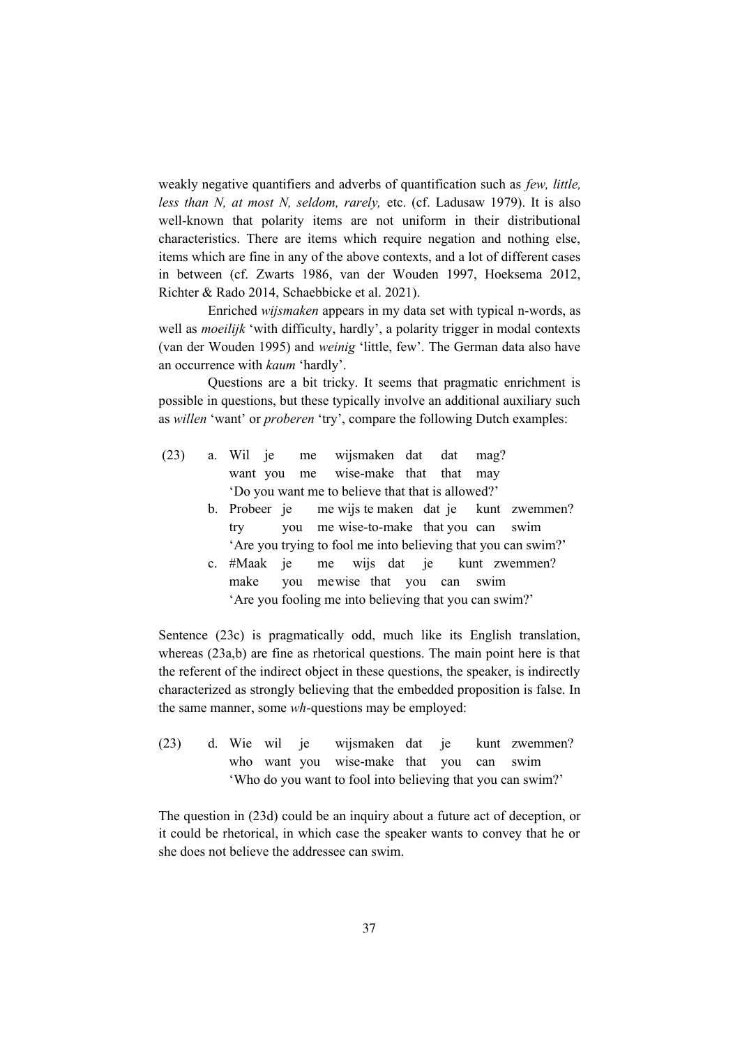weakly negative quantifiers and adverbs of quantification such as *few, little, less than N, at most N, seldom, rarely,* etc. (cf. Ladusaw 1979). It is also well-known that polarity items are not uniform in their distributional characteristics. There are items which require negation and nothing else, items which are fine in any of the above contexts, and a lot of different cases in between (cf. Zwarts 1986, van der Wouden 1997, Hoeksema 2012, Richter & Rado 2014, Schaebbicke et al. 2021).

Enriched *wijsmaken* appears in my data set with typical n-words, as well as *moeilijk* 'with difficulty, hardly', a polarity trigger in modal contexts (van der Wouden 1995) and *weinig* 'little, few'. The German data also have an occurrence with *kaum* 'hardly'.

Questions are a bit tricky. It seems that pragmatic enrichment is possible in questions, but these typically involve an additional auxiliary such as *willen* 'want' or *proberen* 'try', compare the following Dutch examples:

(23) a. Wil je me wijsmaken dat dat mag?
want you me wise-make that that may
'Do you want me to believe that that is allowed?'

b. Probeer je me wijs te maken dat je kunt zwemmen?
try you me wise-to-make that you can swim
'Are you trying to fool me into believing that you can swim?'

c. #Maak je me wijs dat je kunt zwemmen?
make you me wise that you can swim
'Are you fooling me into believing that you can swim?'

Sentence (23c) is pragmatically odd, much like its English translation, whereas (23a,b) are fine as rhetorical questions. The main point here is that the referent of the indirect object in these questions, the speaker, is indirectly characterized as strongly believing that the embedded proposition is false. In the same manner, some *wh*-questions may be employed:

(23) d. Wie wil je wijsmaken dat je kunt zwemmen?
who want you wise-make that you can swim
'Who do you want to fool into believing that you can swim?'

The question in (23d) could be an inquiry about a future act of deception, or it could be rhetorical, in which case the speaker wants to convey that he or she does not believe the addressee can swim.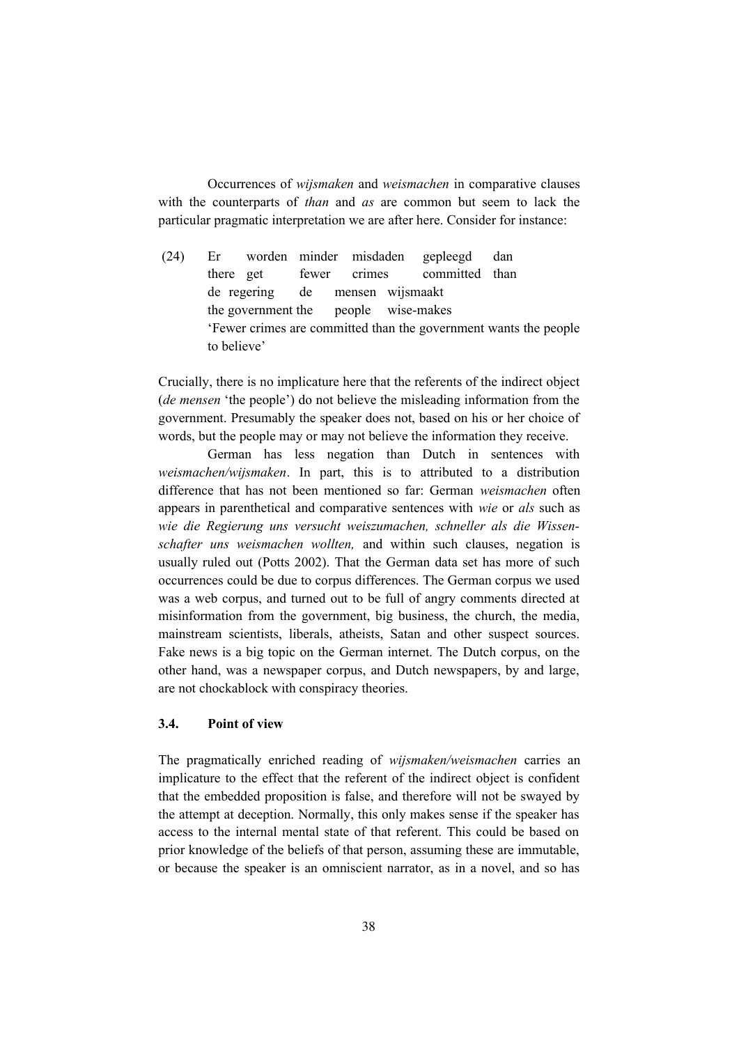Occurrences of *wijsmaken* and *weismachen* in comparative clauses with the counterparts of *than* and *as* are common but seem to lack the particular pragmatic interpretation we are after here. Consider for instance:

(24) Er worden minder misdaden gepleegd dan
there get fewer crimes committed than
de regering de mensen wijsmaakt
the government the people wise-makes
'Fewer crimes are committed than the government wants the people to believe'

Crucially, there is no implicature here that the referents of the indirect object (*de mensen* 'the people') do not believe the misleading information from the government. Presumably the speaker does not, based on his or her choice of words, but the people may or may not believe the information they receive.

German has less negation than Dutch in sentences with *weismachen/wijsmaken*. In part, this is to attributed to a distribution difference that has not been mentioned so far: German *weismachen* often appears in parenthetical and comparative sentences with *wie* or *als* such as *wie die Regierung uns versucht weiszumachen, schneller als die Wissenschafter uns weismachen wollten,* and within such clauses, negation is usually ruled out (Potts 2002). That the German data set has more of such occurrences could be due to corpus differences. The German corpus we used was a web corpus, and turned out to be full of angry comments directed at misinformation from the government, big business, the church, the media, mainstream scientists, liberals, atheists, Satan and other suspect sources. Fake news is a big topic on the German internet. The Dutch corpus, on the other hand, was a newspaper corpus, and Dutch newspapers, by and large, are not chockablock with conspiracy theories.

### 3.4. Point of view

The pragmatically enriched reading of *wijsmaken/weismachen* carries an implicature to the effect that the referent of the indirect object is confident that the embedded proposition is false, and therefore will not be swayed by the attempt at deception. Normally, this only makes sense if the speaker has access to the internal mental state of that referent. This could be based on prior knowledge of the beliefs of that person, assuming these are immutable, or because the speaker is an omniscient narrator, as in a novel, and so has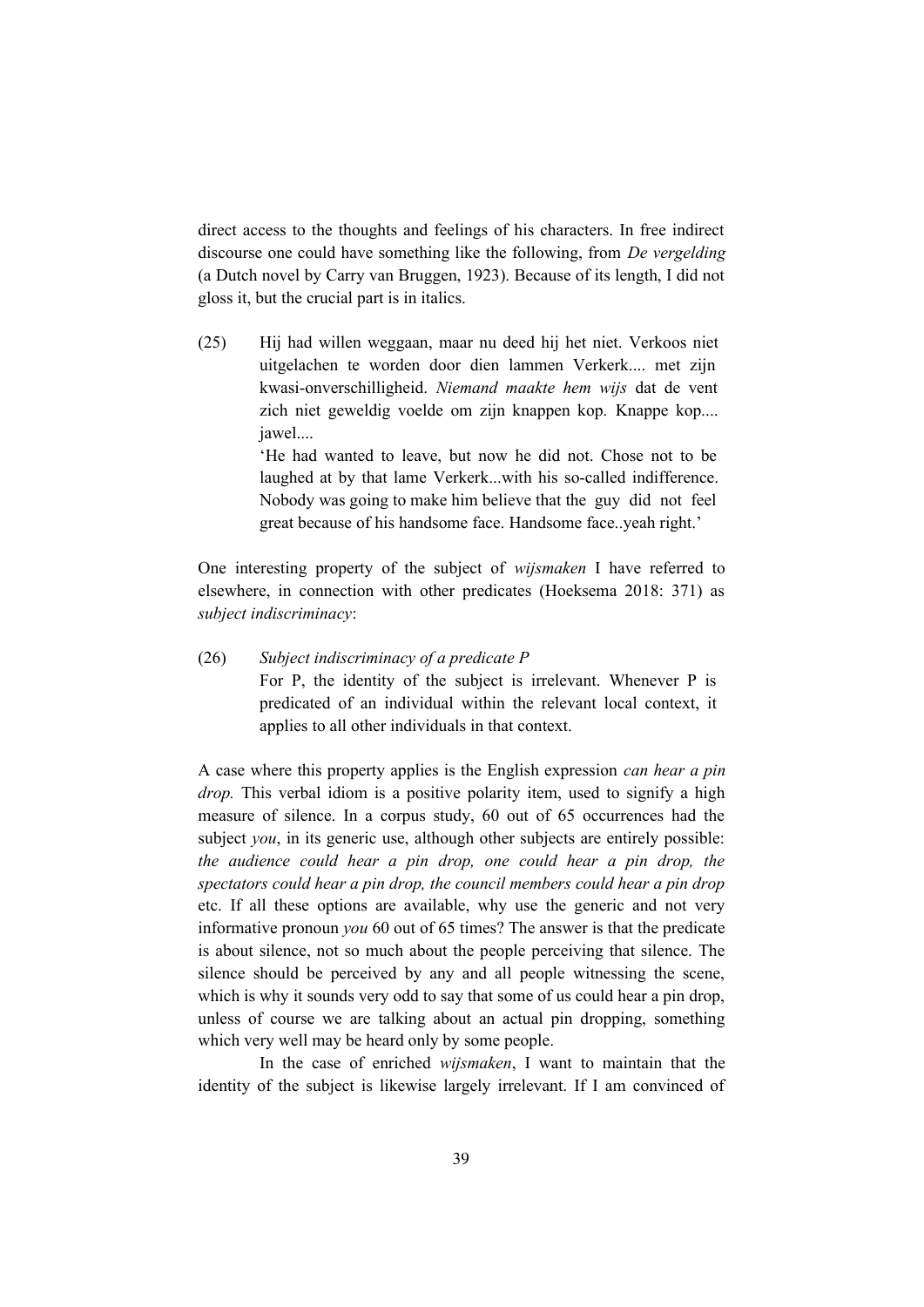direct access to the thoughts and feelings of his characters. In free indirect discourse one could have something like the following, from *De vergelding* (a Dutch novel by Carry van Bruggen, 1923). Because of its length, I did not gloss it, but the crucial part is in italics.

(25) Hij had willen weggaan, maar nu deed hij het niet. Verkoos niet uitgelachen te worden door dien lammen Verkerk.... met zijn kwasi-onverschilligheid. *Niemand maakte hem wijs* dat de vent zich niet geweldig voelde om zijn knappen kop. Knappe kop.... jawel....
'He had wanted to leave, but now he did not. Chose not to be laughed at by that lame Verkerk...with his so-called indifference. Nobody was going to make him believe that the guy did not feel great because of his handsome face. Handsome face..yeah right.'

One interesting property of the subject of *wijsmaken* I have referred to elsewhere, in connection with other predicates (Hoeksema 2018: 371) as *subject indiscriminacy*:

(26) *Subject indiscriminacy of a predicate P*
For P, the identity of the subject is irrelevant. Whenever P is predicated of an individual within the relevant local context, it applies to all other individuals in that context.

A case where this property applies is the English expression *can hear a pin drop.* This verbal idiom is a positive polarity item, used to signify a high measure of silence. In a corpus study, 60 out of 65 occurrences had the subject *you*, in its generic use, although other subjects are entirely possible: *the audience could hear a pin drop, one could hear a pin drop, the spectators could hear a pin drop, the council members could hear a pin drop* etc. If all these options are available, why use the generic and not very informative pronoun *you* 60 out of 65 times? The answer is that the predicate is about silence, not so much about the people perceiving that silence. The silence should be perceived by any and all people witnessing the scene, which is why it sounds very odd to say that some of us could hear a pin drop, unless of course we are talking about an actual pin dropping, something which very well may be heard only by some people.

In the case of enriched *wijsmaken*, I want to maintain that the identity of the subject is likewise largely irrelevant. If I am convinced of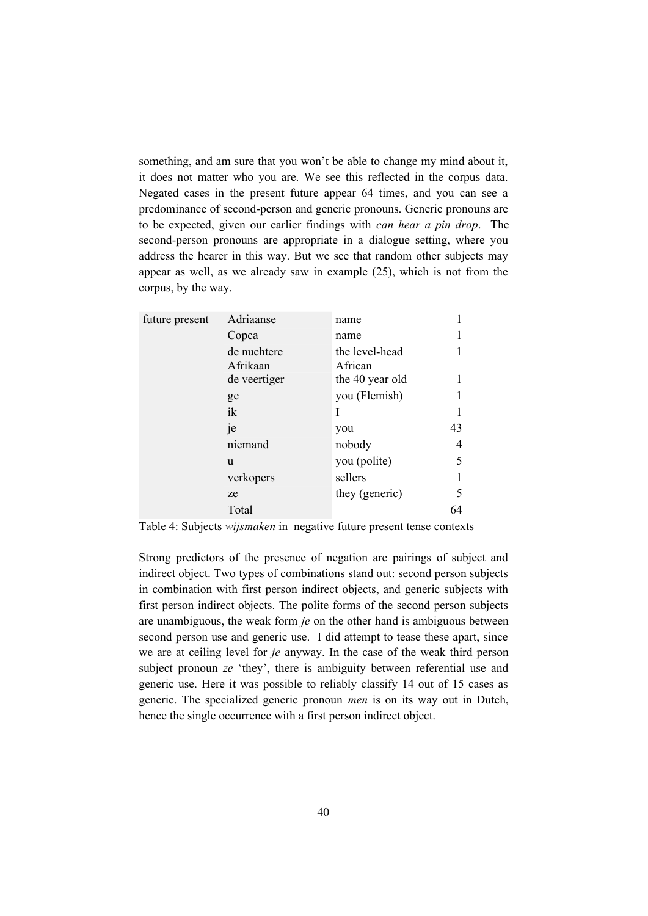something, and am sure that you won't be able to change my mind about it, it does not matter who you are. We see this reflected in the corpus data. Negated cases in the present future appear 64 times, and you can see a predominance of second-person and generic pronouns. Generic pronouns are to be expected, given our earlier findings with *can hear a pin drop*. The second-person pronouns are appropriate in a dialogue setting, where you address the hearer in this way. But we see that random other subjects may appear as well, as we already saw in example (25), which is not from the corpus, by the way.

| future present | Adriaanse | name | 1 |
|---|---|---|---|
| | Copca | name | 1 |
| | de nuchtere Afrikaan | the level-head African | 1 |
| | de veertiger | the 40 year old | 1 |
| | ge | you (Flemish) | 1 |
| | ik | I | 1 |
| | je | you | 43 |
| | niemand | nobody | 4 |
| | u | you (polite) | 5 |
| | verkopers | sellers | 1 |
| | ze | they (generic) | 5 |
| | Total | | 64 |

Table 4: Subjects *wijsmaken* in negative future present tense contexts

Strong predictors of the presence of negation are pairings of subject and indirect object. Two types of combinations stand out: second person subjects in combination with first person indirect objects, and generic subjects with first person indirect objects. The polite forms of the second person subjects are unambiguous, the weak form *je* on the other hand is ambiguous between second person use and generic use. I did attempt to tease these apart, since we are at ceiling level for *je* anyway. In the case of the weak third person subject pronoun *ze* 'they', there is ambiguity between referential use and generic use. Here it was possible to reliably classify 14 out of 15 cases as generic. The specialized generic pronoun *men* is on its way out in Dutch, hence the single occurrence with a first person indirect object.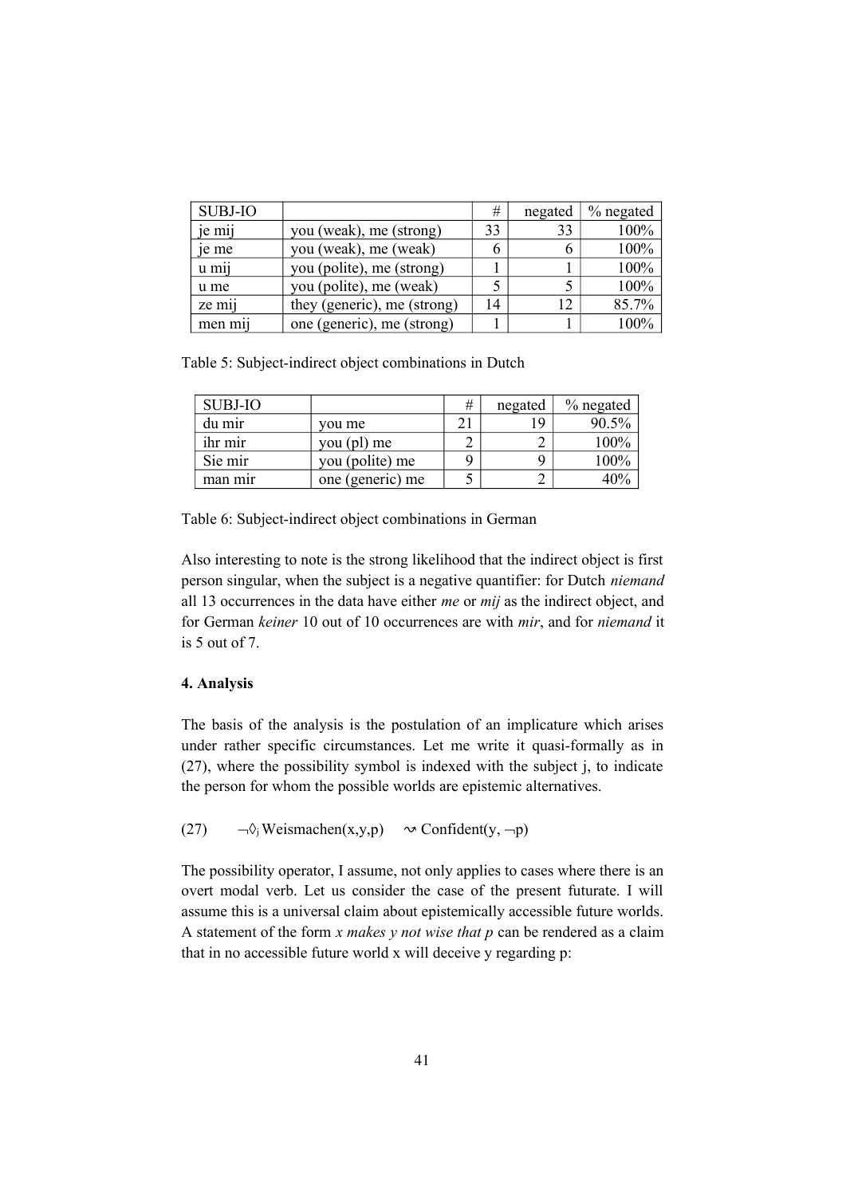| SUBJ-IO | | # | negated | % negated |
|---|---|---|---|---|
| je mij | you (weak), me (strong) | 33 | 33 | 100% |
| je me | you (weak), me (weak) | 6 | 6 | 100% |
| u mij | you (polite), me (strong) | 1 | 1 | 100% |
| u me | you (polite), me (weak) | 5 | 5 | 100% |
| ze mij | they (generic), me (strong) | 14 | 12 | 85.7% |
| men mij | one (generic), me (strong) | 1 | 1 | 100% |

Table 5: Subject-indirect object combinations in Dutch

| SUBJ-IO | | # | negated | % negated |
|---|---|---|---|---|
| du mir | you me | 21 | 19 | 90.5% |
| ihr mir | you (pl) me | 2 | 2 | 100% |
| Sie mir | you (polite) me | 9 | 9 | 100% |
| man mir | one (generic) me | 5 | 2 | 40% |

Table 6: Subject-indirect object combinations in German

Also interesting to note is the strong likelihood that the indirect object is first person singular, when the subject is a negative quantifier: for Dutch *niemand* all 13 occurrences in the data have either *me* or *mij* as the indirect object, and for German *keiner* 10 out of 10 occurrences are with *mir*, and for *niemand* it is 5 out of 7.

**4. Analysis**

The basis of the analysis is the postulation of an implicature which arises under rather specific circumstances. Let me write it quasi-formally as in (27), where the possibility symbol is indexed with the subject j, to indicate the person for whom the possible worlds are epistemic alternatives.

(27) $\neg\Diamond_j \text{Weismachen}(x,y,p) \quad \rightsquigarrow \text{Confident}(y, \neg p)$

The possibility operator, I assume, not only applies to cases where there is an overt modal verb. Let us consider the case of the present futurate. I will assume this is a universal claim about epistemically accessible future worlds. A statement of the form *x makes y not wise that p* can be rendered as a claim that in no accessible future world x will deceive y regarding p: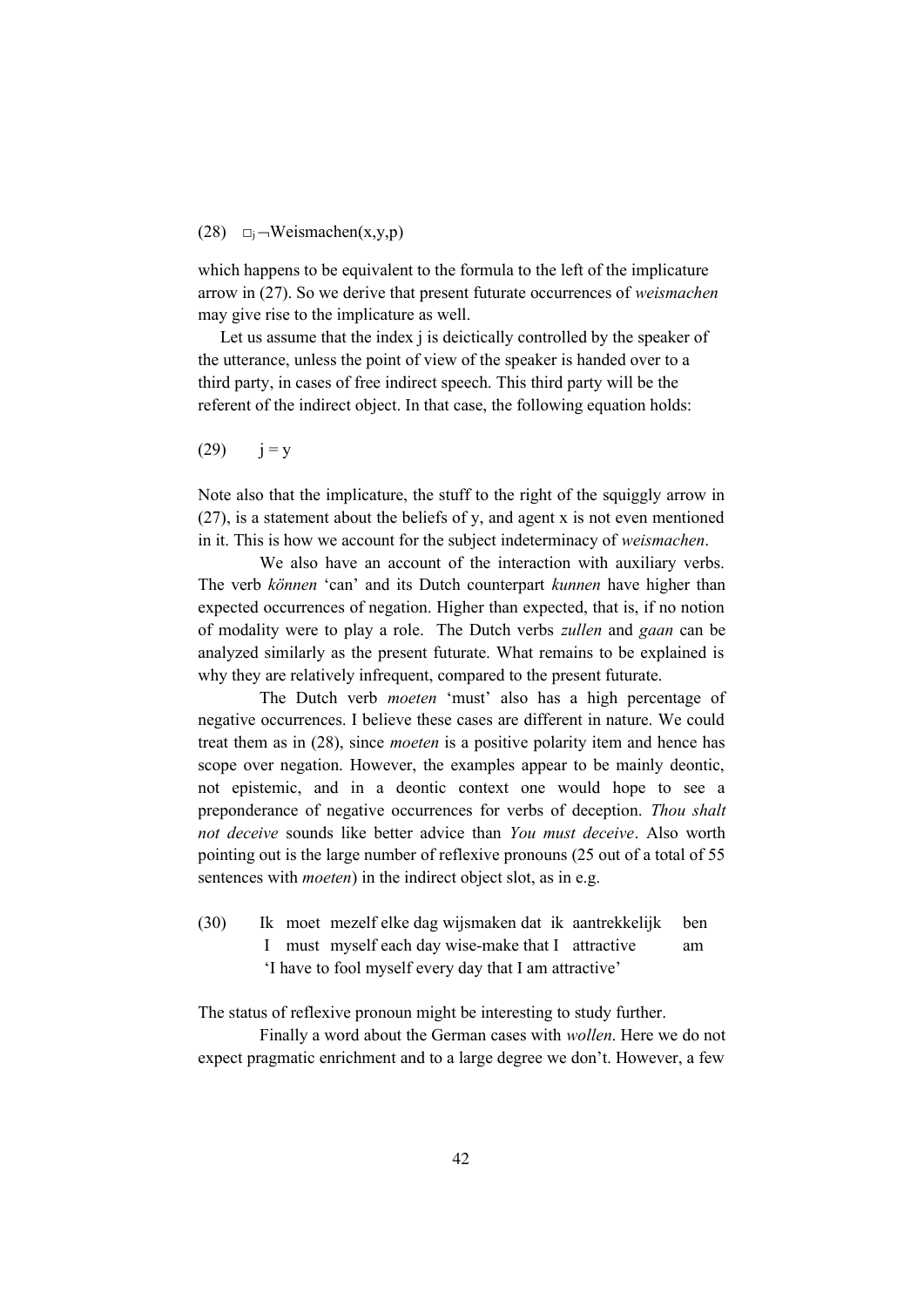(28) $\Box_j \neg$Weismachen(x,y,p)

which happens to be equivalent to the formula to the left of the implicature arrow in (27). So we derive that present futurate occurrences of *weismachen* may give rise to the implicature as well.

Let us assume that the index j is deictically controlled by the speaker of the utterance, unless the point of view of the speaker is handed over to a third party, in cases of free indirect speech. This third party will be the referent of the indirect object. In that case, the following equation holds:

(29) $j = y$

Note also that the implicature, the stuff to the right of the squiggly arrow in (27), is a statement about the beliefs of y, and agent x is not even mentioned in it. This is how we account for the subject indeterminacy of *weismachen*.

We also have an account of the interaction with auxiliary verbs. The verb *können* 'can' and its Dutch counterpart *kunnen* have higher than expected occurrences of negation. Higher than expected, that is, if no notion of modality were to play a role. The Dutch verbs *zullen* and *gaan* can be analyzed similarly as the present futurate. What remains to be explained is why they are relatively infrequent, compared to the present futurate.

The Dutch verb *moeten* 'must' also has a high percentage of negative occurrences. I believe these cases are different in nature. We could treat them as in (28), since *moeten* is a positive polarity item and hence has scope over negation. However, the examples appear to be mainly deontic, not epistemic, and in a deontic context one would hope to see a preponderance of negative occurrences for verbs of deception. *Thou shalt not deceive* sounds like better advice than *You must deceive*. Also worth pointing out is the large number of reflexive pronouns (25 out of a total of 55 sentences with *moeten*) in the indirect object slot, as in e.g.

(30) Ik moet mezelf elke dag wijsmaken dat ik aantrekkelijk ben
I must myself each day wise-make that I attractive am
'I have to fool myself every day that I am attractive'

The status of reflexive pronoun might be interesting to study further.

Finally a word about the German cases with *wollen*. Here we do not expect pragmatic enrichment and to a large degree we don't. However, a few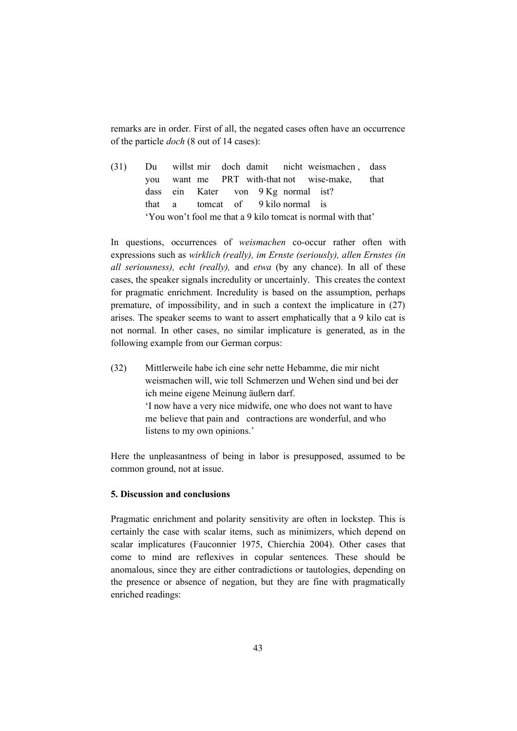remarks are in order. First of all, the negated cases often have an occurrence of the particle *doch* (8 out of 14 cases):

(31) Du willst mir doch damit nicht weismachen , dass
you want me PRT with-that not wise-make, that
dass ein Kater von 9 Kg normal ist?
that a tomcat of 9 kilo normal is
'You won't fool me that a 9 kilo tomcat is normal with that'

In questions, occurrences of *weismachen* co-occur rather often with expressions such as *wirklich (really), im Ernste (seriously), allen Ernstes (in all seriousness), echt (really),* and *etwa* (by any chance). In all of these cases, the speaker signals incredulity or uncertainly. This creates the context for pragmatic enrichment. Incredulity is based on the assumption, perhaps premature, of impossibility, and in such a context the implicature in (27) arises. The speaker seems to want to assert emphatically that a 9 kilo cat is not normal. In other cases, no similar implicature is generated, as in the following example from our German corpus:

(32) Mittlerweile habe ich eine sehr nette Hebamme, die mir nicht weismachen will, wie toll Schmerzen und Wehen sind und bei der ich meine eigene Meinung äußern darf.
'I now have a very nice midwife, one who does not want to have me believe that pain and contractions are wonderful, and who listens to my own opinions.'

Here the unpleasantness of being in labor is presupposed, assumed to be common ground, not at issue.

**5. Discussion and conclusions**

Pragmatic enrichment and polarity sensitivity are often in lockstep. This is certainly the case with scalar items, such as minimizers, which depend on scalar implicatures (Fauconnier 1975, Chierchia 2004). Other cases that come to mind are reflexives in copular sentences. These should be anomalous, since they are either contradictions or tautologies, depending on the presence or absence of negation, but they are fine with pragmatically enriched readings: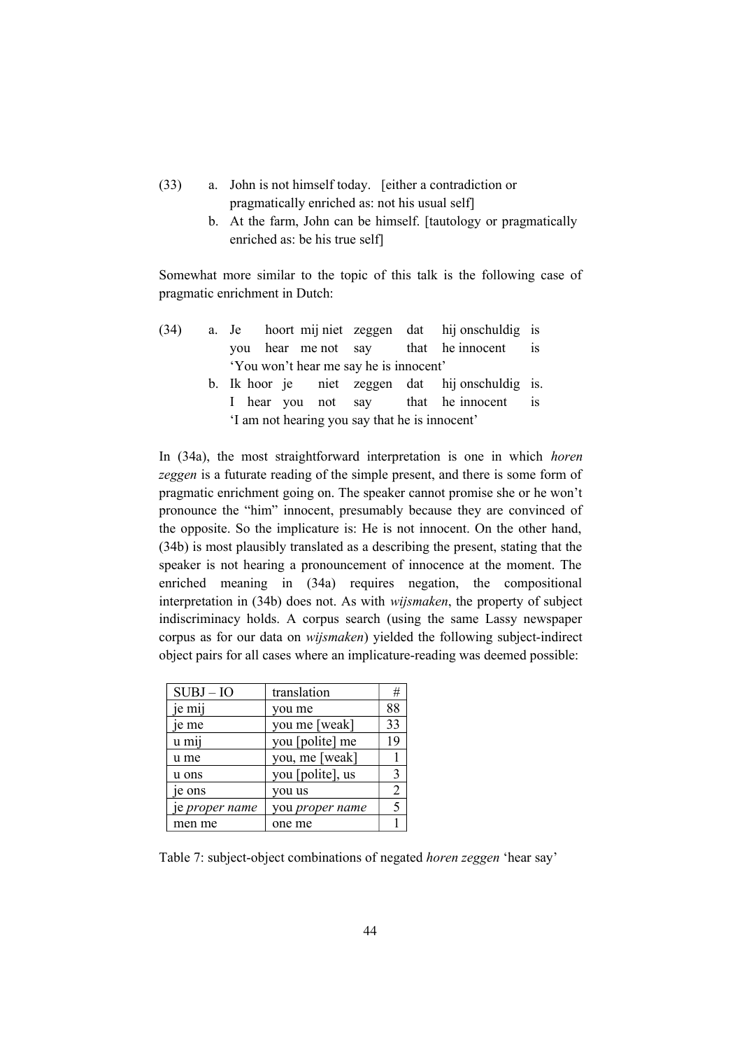(33) a. John is not himself today. [either a contradiction or pragmatically enriched as: not his usual self]

b. At the farm, John can be himself. [tautology or pragmatically enriched as: be his true self]

Somewhat more similar to the topic of this talk is the following case of pragmatic enrichment in Dutch:

(34) a. Je hoort mij niet zeggen dat hij onschuldig is
you hear me not say that he innocent is
'You won't hear me say he is innocent'

b. Ik hoor je niet zeggen dat hij onschuldig is.
I hear you not say that he innocent is
'I am not hearing you say that he is innocent'

In (34a), the most straightforward interpretation is one in which *horen zeggen* is a futurate reading of the simple present, and there is some form of pragmatic enrichment going on. The speaker cannot promise she or he won't pronounce the "him" innocent, presumably because they are convinced of the opposite. So the implicature is: He is not innocent. On the other hand, (34b) is most plausibly translated as a describing the present, stating that the speaker is not hearing a pronouncement of innocence at the moment. The enriched meaning in (34a) requires negation, the compositional interpretation in (34b) does not. As with *wijsmaken*, the property of subject indiscriminacy holds. A corpus search (using the same Lassy newspaper corpus as for our data on *wijsmaken*) yielded the following subject-indirect object pairs for all cases where an implicature-reading was deemed possible:

| SUBJ – IO | translation | # |
|---|---|---|
| je mij | you me | 88 |
| je me | you me [weak] | 33 |
| u mij | you [polite] me | 19 |
| u me | you, me [weak] | 1 |
| u ons | you [polite], us | 3 |
| je ons | you us | 2 |
| je *proper name* | you *proper name* | 5 |
| men me | one me | 1 |

Table 7: subject-object combinations of negated *horen zeggen* 'hear say'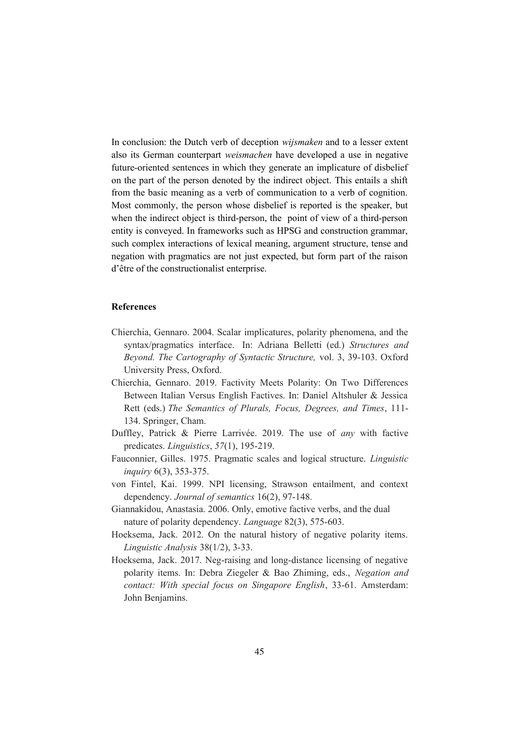In conclusion: the Dutch verb of deception *wijsmaken* and to a lesser extent also its German counterpart *weismachen* have developed a use in negative future-oriented sentences in which they generate an implicature of disbelief on the part of the person denoted by the indirect object. This entails a shift from the basic meaning as a verb of communication to a verb of cognition. Most commonly, the person whose disbelief is reported is the speaker, but when the indirect object is third-person, the point of view of a third-person entity is conveyed. In frameworks such as HPSG and construction grammar, such complex interactions of lexical meaning, argument structure, tense and negation with pragmatics are not just expected, but form part of the raison d'être of the constructionalist enterprise.

## References

Chierchia, Gennaro. 2004. Scalar implicatures, polarity phenomena, and the syntax/pragmatics interface. In: Adriana Belletti (ed.) *Structures and Beyond. The Cartography of Syntactic Structure,* vol. 3, 39-103. Oxford University Press, Oxford.

Chierchia, Gennaro. 2019. Factivity Meets Polarity: On Two Differences Between Italian Versus English Factives. In: Daniel Altshuler & Jessica Rett (eds.) *The Semantics of Plurals, Focus, Degrees, and Times*, 111-134. Springer, Cham.

Duffley, Patrick & Pierre Larrivée. 2019. The use of *any* with factive predicates. *Linguistics*, *57*(1), 195-219.

Fauconnier, Gilles. 1975. Pragmatic scales and logical structure. *Linguistic inquiry* 6(3), 353-375.

von Fintel, Kai. 1999. NPI licensing, Strawson entailment, and context dependency. *Journal of semantics* 16(2), 97-148.

Giannakidou, Anastasia. 2006. Only, emotive factive verbs, and the dual nature of polarity dependency. *Language* 82(3), 575-603.

Hoeksema, Jack. 2012. On the natural history of negative polarity items. *Linguistic Analysis* 38(1/2), 3-33.

Hoeksema, Jack. 2017. Neg-raising and long-distance licensing of negative polarity items. In: Debra Ziegeler & Bao Zhiming, eds., *Negation and contact: With special focus on Singapore English*, 33-61. Amsterdam: John Benjamins.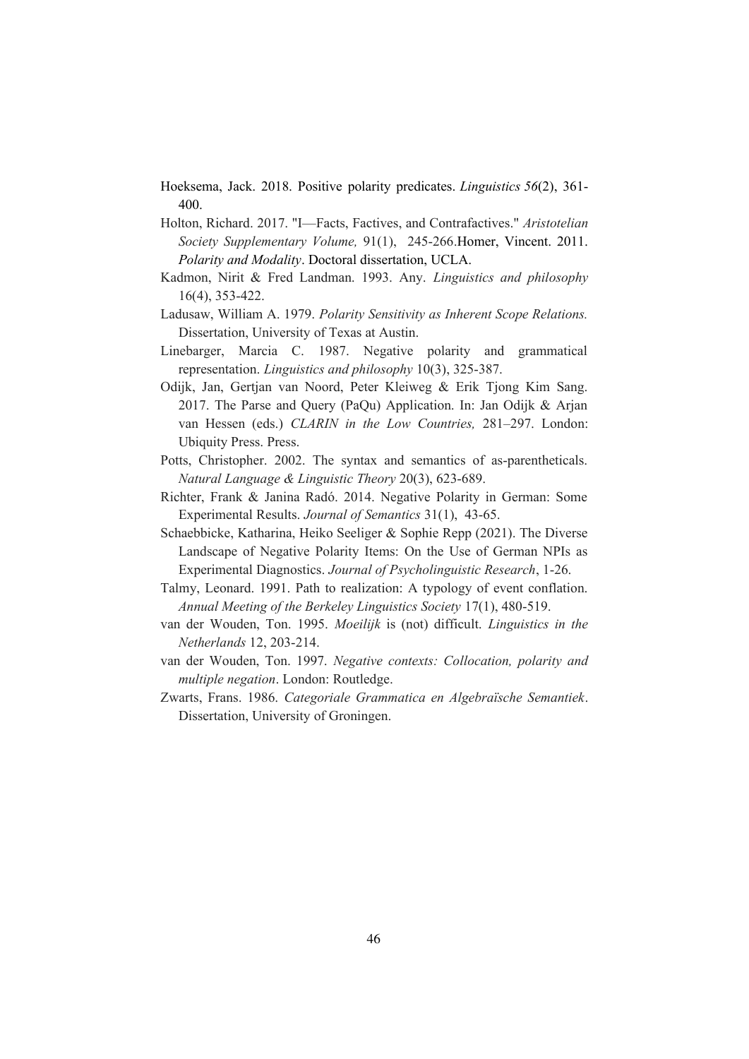Hoeksema, Jack. 2018. Positive polarity predicates. *Linguistics 56*(2), 361-400.

Holton, Richard. 2017. "I—Facts, Factives, and Contrafactives." *Aristotelian Society Supplementary Volume,* 91(1), 245-266.Homer, Vincent. 2011. *Polarity and Modality*. Doctoral dissertation, UCLA.

Kadmon, Nirit & Fred Landman. 1993. Any. *Linguistics and philosophy* 16(4), 353-422.

Ladusaw, William A. 1979. *Polarity Sensitivity as Inherent Scope Relations.* Dissertation, University of Texas at Austin.

Linebarger, Marcia C. 1987. Negative polarity and grammatical representation. *Linguistics and philosophy* 10(3), 325-387.

Odijk, Jan, Gertjan van Noord, Peter Kleiweg & Erik Tjong Kim Sang. 2017. The Parse and Query (PaQu) Application. In: Jan Odijk & Arjan van Hessen (eds.) *CLARIN in the Low Countries,* 281–297. London: Ubiquity Press. Press.

Potts, Christopher. 2002. The syntax and semantics of as-parentheticals. *Natural Language & Linguistic Theory* 20(3), 623-689.

Richter, Frank & Janina Radó. 2014. Negative Polarity in German: Some Experimental Results. *Journal of Semantics* 31(1), 43-65.

Schaebbicke, Katharina, Heiko Seeliger & Sophie Repp (2021). The Diverse Landscape of Negative Polarity Items: On the Use of German NPIs as Experimental Diagnostics. *Journal of Psycholinguistic Research*, 1-26.

Talmy, Leonard. 1991. Path to realization: A typology of event conflation. *Annual Meeting of the Berkeley Linguistics Society* 17(1), 480-519.

van der Wouden, Ton. 1995. *Moeilijk* is (not) difficult. *Linguistics in the Netherlands* 12, 203-214.

van der Wouden, Ton. 1997. *Negative contexts: Collocation, polarity and multiple negation*. London: Routledge.

Zwarts, Frans. 1986. *Categoriale Grammatica en Algebraïsche Semantiek*. Dissertation, University of Groningen.